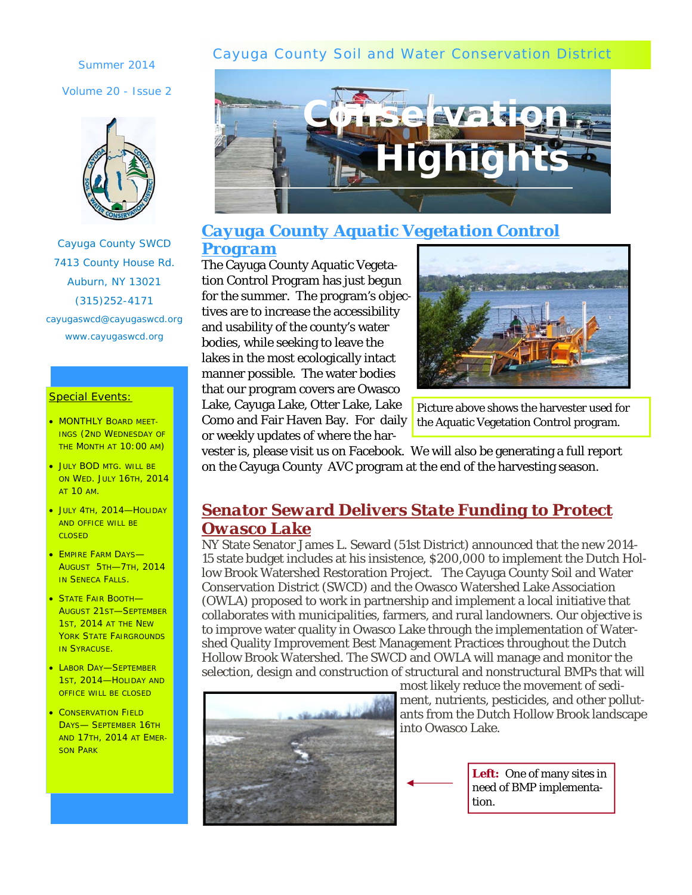# Cayuga County Soil and Water Conservation District

# Conservation Highlights

Summer 2014

Volume 20 - Issue 2

Cayuga County SWCD
7413 County House Rd.
Auburn, NY 13021
(315)252-4171
cayugaswcd@cayugaswcd.org
www.cayugaswcd.org

## Special Events:

- MONTHLY BOARD MEETINGS (2ND WEDNESDAY OF THE MONTH AT 10:00 AM)
- JULY BOD MTG. WILL BE ON WED. JULY 16TH, 2014 AT 10 AM.
- JULY 4TH, 2014—HOLIDAY AND OFFICE WILL BE CLOSED
- EMPIRE FARM DAYS—AUGUST 5TH—7TH, 2014 IN SENECA FALLS.
- STATE FAIR BOOTH—AUGUST 21ST—SEPTEMBER 1ST, 2014 AT THE NEW YORK STATE FAIRGROUNDS IN SYRACUSE.
- LABOR DAY—SEPTEMBER 1ST, 2014—HOLIDAY AND OFFICE WILL BE CLOSED
- CONSERVATION FIELD DAYS— SEPTEMBER 16TH AND 17TH, 2014 AT EMERSON PARK

## Cayuga County Aquatic Vegetation Control Program

The Cayuga County Aquatic Vegetation Control Program has just begun for the summer. The program's objectives are to increase the accessibility and usability of the county's water bodies, while seeking to leave the lakes in the most ecologically intact manner possible. The water bodies that our program covers are Owasco Lake, Cayuga Lake, Otter Lake, Lake Como and Fair Haven Bay. For daily or weekly updates of where the harvester is, please visit us on Facebook. We will also be generating a full report on the Cayuga County AVC program at the end of the harvesting season.

Picture above shows the harvester used for the Aquatic Vegetation Control program.

## Senator Seward Delivers State Funding to Protect Owasco Lake

NY State Senator James L. Seward (51st District) announced that the new 2014-15 state budget includes at his insistence, $200,000 to implement the Dutch Hollow Brook Watershed Restoration Project. The Cayuga County Soil and Water Conservation District (SWCD) and the Owasco Watershed Lake Association (OWLA) proposed to work in partnership and implement a local initiative that collaborates with municipalities, farmers, and rural landowners. Our objective is to improve water quality in Owasco Lake through the implementation of Watershed Quality Improvement Best Management Practices throughout the Dutch Hollow Brook Watershed. The SWCD and OWLA will manage and monitor the selection, design and construction of structural and nonstructural BMPs that will most likely reduce the movement of sediment, nutrients, pesticides, and other pollutants from the Dutch Hollow Brook landscape into Owasco Lake.

**Left:** One of many sites in need of BMP implementation.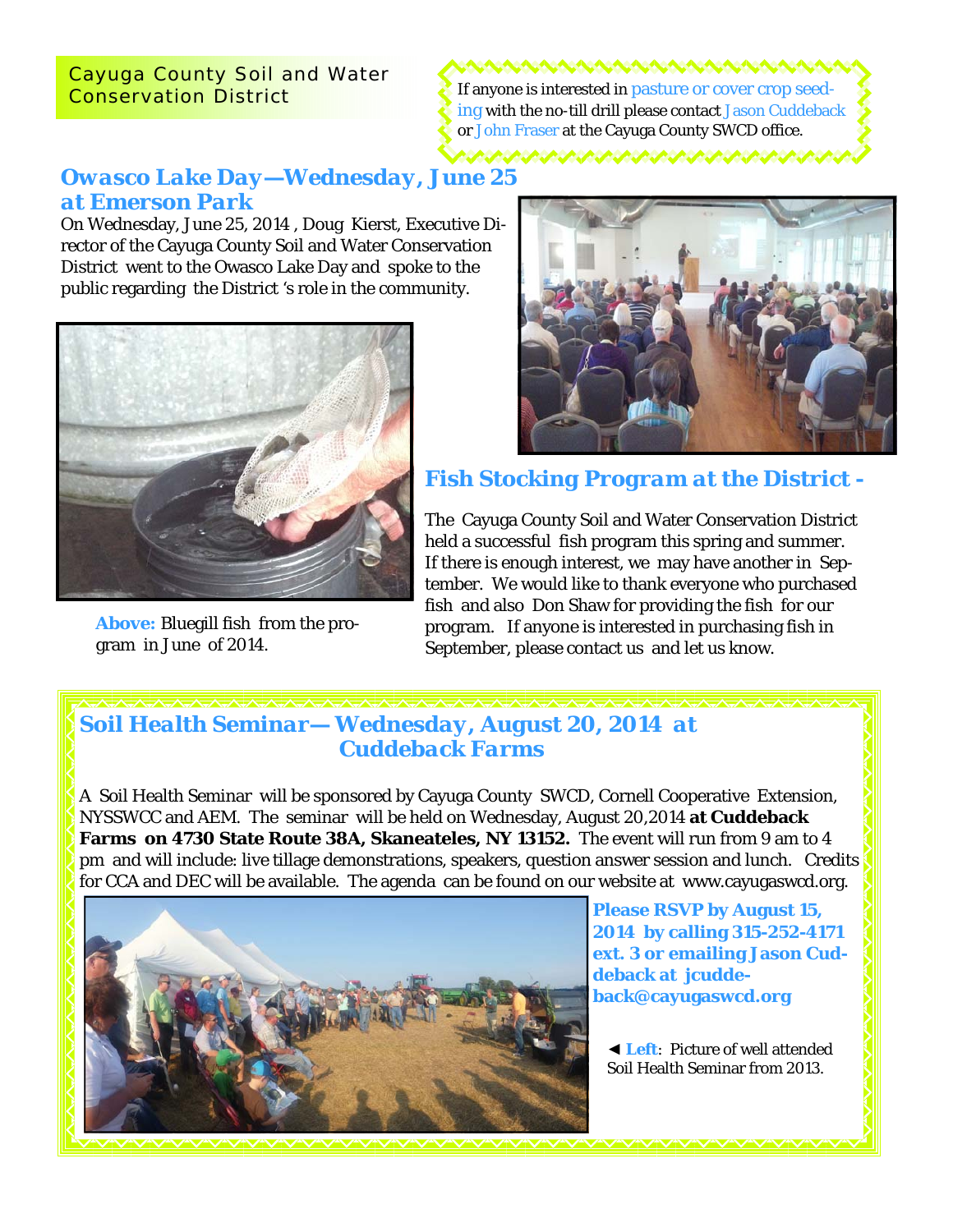Cayuga County Soil and Water Conservation District

If anyone is interested in pasture or cover crop seeding with the no-till drill please contact Jason Cuddeback or John Fraser at the Cayuga County SWCD office.

## Owasco Lake Day—Wednesday, June 25 at Emerson Park

On Wednesday, June 25, 2014 , Doug Kierst, Executive Director of the Cayuga County Soil and Water Conservation District went to the Owasco Lake Day and spoke to the public regarding the District 's role in the community.

**Above:** Bluegill fish from the program in June of 2014.

## Fish Stocking Program at the District -

The Cayuga County Soil and Water Conservation District held a successful fish program this spring and summer. If there is enough interest, we may have another in September. We would like to thank everyone who purchased fish and also Don Shaw for providing the fish for our program. If anyone is interested in purchasing fish in September, please contact us and let us know.

## Soil Health Seminar— Wednesday, August 20, 2014 at Cuddeback Farms

A Soil Health Seminar will be sponsored by Cayuga County SWCD, Cornell Cooperative Extension, NYSSWCC and AEM. The seminar will be held on Wednesday, August 20,2014 **at Cuddeback Farms on 4730 State Route 38A, Skaneateles, NY 13152.** The event will run from 9 am to 4 pm and will include: live tillage demonstrations, speakers, question answer session and lunch. Credits for CCA and DEC will be available. The agenda can be found on our website at www.cayugaswcd.org.

**Please RSVP by August 15, 2014 by calling 315-252-4171 ext. 3 or emailing Jason Cuddeback at jcuddeback@cayugaswcd.org**

◄ **Left**: Picture of well attended Soil Health Seminar from 2013.